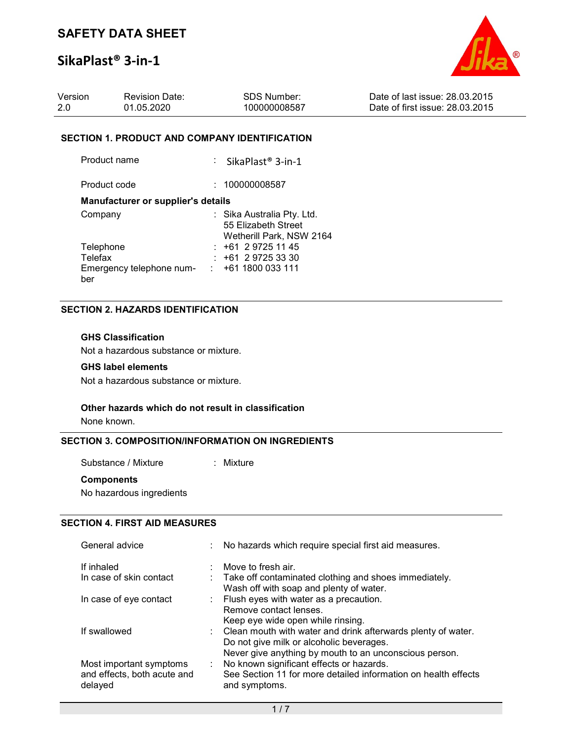# SAFETY DATA SHEET

## SikaPlast® 3-in-1

| Version | Revision Date: | SDS Number: | Date of last issue: 28.03.2015 |
|---|---|---|---|
| 2.0 | 01.05.2020 | 100000008587 | Date of first issue: 28.03.2015 |

### SECTION 1. PRODUCT AND COMPANY IDENTIFICATION

Product name : SikaPlast® 3-in-1

Product code : 100000008587

**Manufacturer or supplier's details**

Company : Sika Australia Pty. Ltd.
55 Elizabeth Street
Wetherill Park, NSW 2164

Telephone : +61 2 9725 11 45

Telefax : +61 2 9725 33 30

Emergency telephone number : +61 1800 033 111

### SECTION 2. HAZARDS IDENTIFICATION

**GHS Classification**

Not a hazardous substance or mixture.

**GHS label elements**

Not a hazardous substance or mixture.

**Other hazards which do not result in classification**

None known.

### SECTION 3. COMPOSITION/INFORMATION ON INGREDIENTS

Substance / Mixture : Mixture

**Components**

No hazardous ingredients

### SECTION 4. FIRST AID MEASURES

General advice : No hazards which require special first aid measures.

If inhaled : Move to fresh air.

In case of skin contact : Take off contaminated clothing and shoes immediately.
Wash off with soap and plenty of water.

In case of eye contact : Flush eyes with water as a precaution.
Remove contact lenses.
Keep eye wide open while rinsing.

If swallowed : Clean mouth with water and drink afterwards plenty of water.
Do not give milk or alcoholic beverages.
Never give anything by mouth to an unconscious person.

Most important symptoms and effects, both acute and delayed : No known significant effects or hazards.
See Section 11 for more detailed information on health effects and symptoms.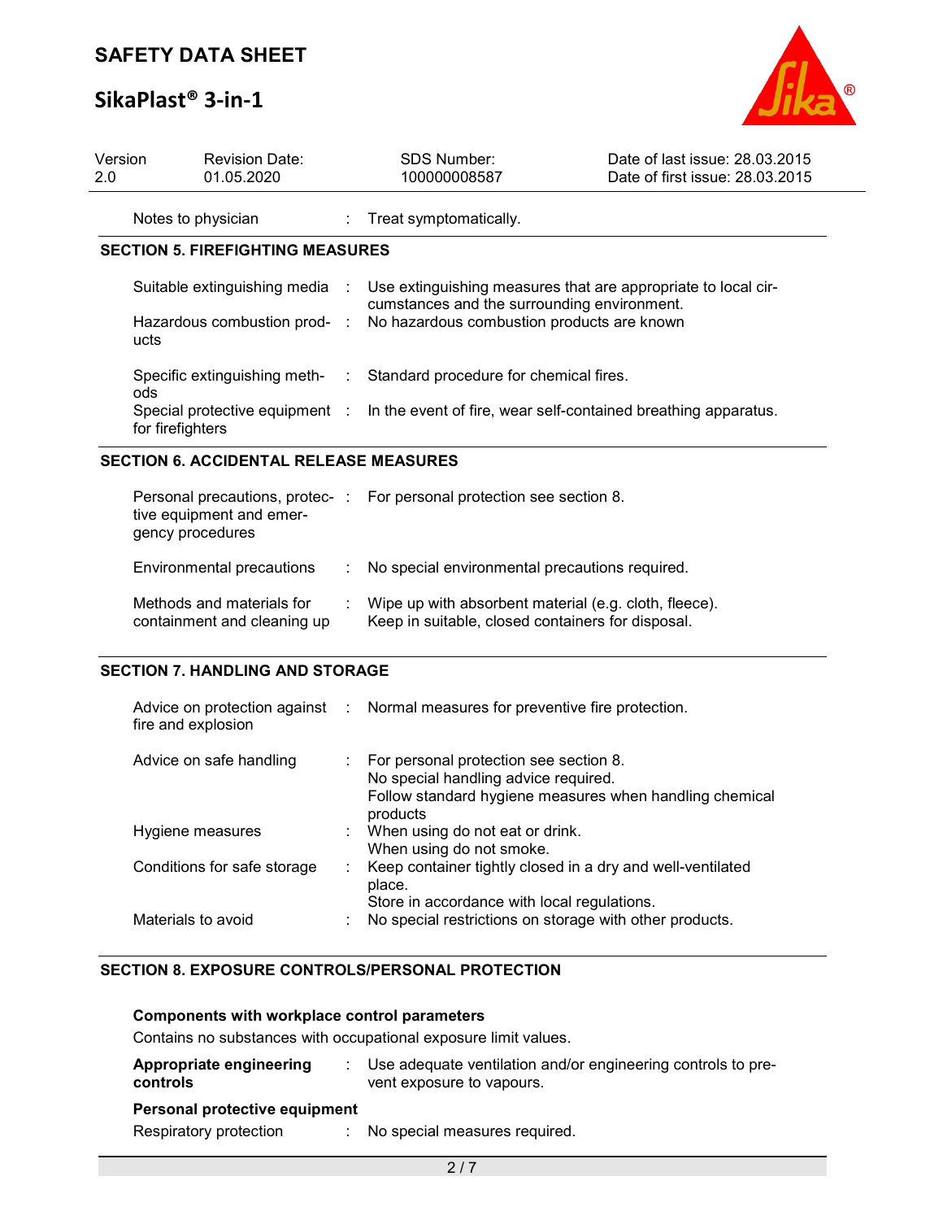Notes to physician : Treat symptomatically.

## SECTION 5. FIREFIGHTING MEASURES

| | |
|---|---|
| Suitable extinguishing media | Use extinguishing measures that are appropriate to local circumstances and the surrounding environment. |
| Hazardous combustion products | No hazardous combustion products are known |
| Specific extinguishing methods | Standard procedure for chemical fires. |
| Special protective equipment for firefighters | In the event of fire, wear self-contained breathing apparatus. |

## SECTION 6. ACCIDENTAL RELEASE MEASURES

| | |
|---|---|
| Personal precautions, protective equipment and emergency procedures | For personal protection see section 8. |
| Environmental precautions | No special environmental precautions required. |
| Methods and materials for containment and cleaning up | Wipe up with absorbent material (e.g. cloth, fleece).<br>Keep in suitable, closed containers for disposal. |

## SECTION 7. HANDLING AND STORAGE

| | |
|---|---|
| Advice on protection against fire and explosion | Normal measures for preventive fire protection. |
| Advice on safe handling | For personal protection see section 8.<br>No special handling advice required.<br>Follow standard hygiene measures when handling chemical products |
| Hygiene measures | When using do not eat or drink.<br>When using do not smoke. |
| Conditions for safe storage | Keep container tightly closed in a dry and well-ventilated place.<br>Store in accordance with local regulations. |
| Materials to avoid | No special restrictions on storage with other products. |

## SECTION 8. EXPOSURE CONTROLS/PERSONAL PROTECTION

**Components with workplace control parameters**

Contains no substances with occupational exposure limit values.

**Appropriate engineering controls** : Use adequate ventilation and/or engineering controls to prevent exposure to vapours.

**Personal protective equipment**

Respiratory protection : No special measures required.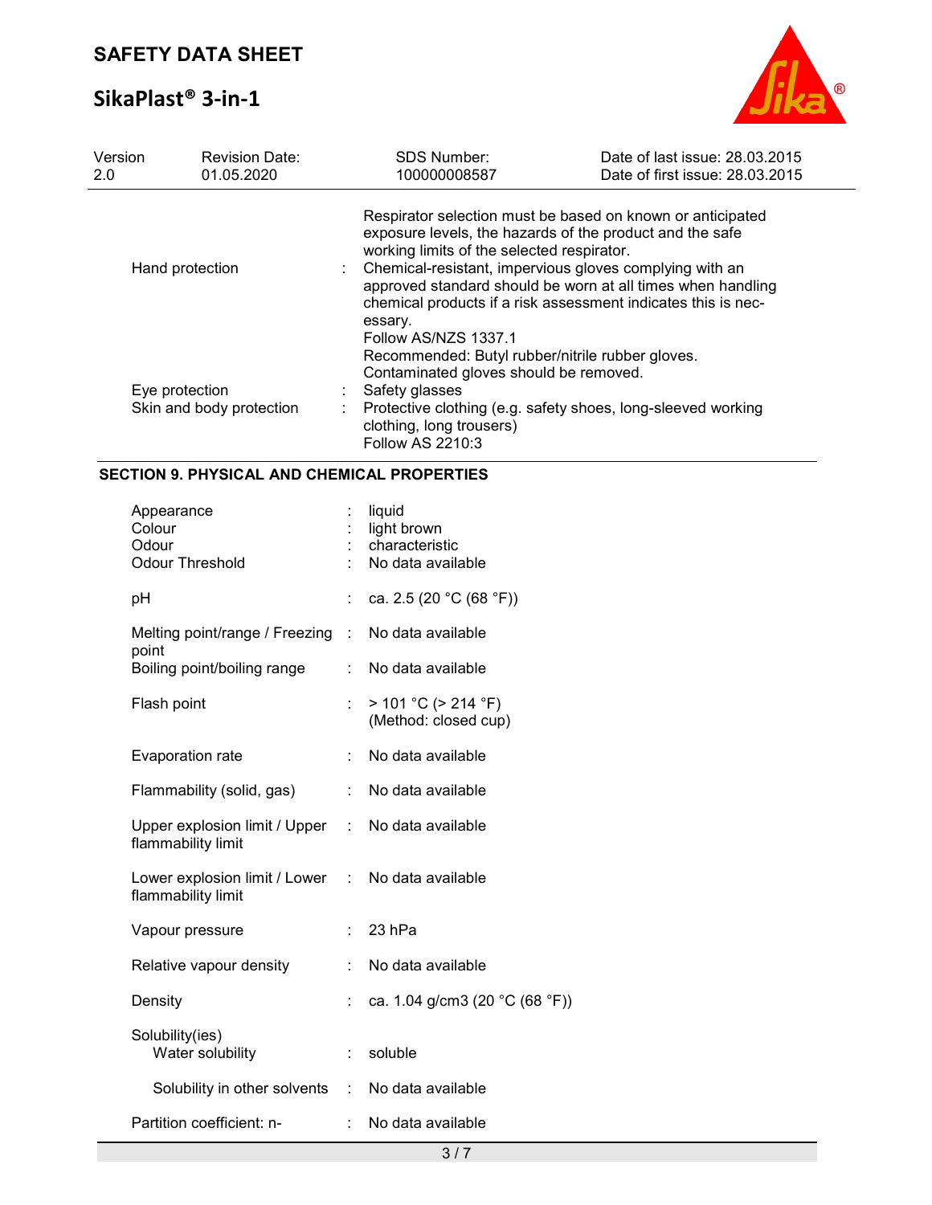| | | |
|---|---|---|
| | | Respirator selection must be based on known or anticipated exposure levels, the hazards of the product and the safe working limits of the selected respirator. |
| Hand protection | : | Chemical-resistant, impervious gloves complying with an approved standard should be worn at all times when handling chemical products if a risk assessment indicates this is necessary.<br>Follow AS/NZS 1337.1<br>Recommended: Butyl rubber/nitrile rubber gloves.<br>Contaminated gloves should be removed. |
| Eye protection | : | Safety glasses |
| Skin and body protection | : | Protective clothing (e.g. safety shoes, long-sleeved working clothing, long trousers)<br>Follow AS 2210:3 |

## SECTION 9. PHYSICAL AND CHEMICAL PROPERTIES

| | | |
|---|---|---|
| Appearance | : | liquid |
| Colour | : | light brown |
| Odour | : | characteristic |
| Odour Threshold | : | No data available |
| pH | : | ca. 2.5 (20 °C (68 °F)) |
| Melting point/range / Freezing point | : | No data available |
| Boiling point/boiling range | : | No data available |
| Flash point | : | > 101 °C (> 214 °F)<br>(Method: closed cup) |
| Evaporation rate | : | No data available |
| Flammability (solid, gas) | : | No data available |
| Upper explosion limit / Upper flammability limit | : | No data available |
| Lower explosion limit / Lower flammability limit | : | No data available |
| Vapour pressure | : | 23 hPa |
| Relative vapour density | : | No data available |
| Density | : | ca. 1.04 g/cm3 (20 °C (68 °F)) |
| Solubility(ies)<br>Water solubility | : | soluble |
| Solubility in other solvents | : | No data available |
| Partition coefficient: n- | : | No data available |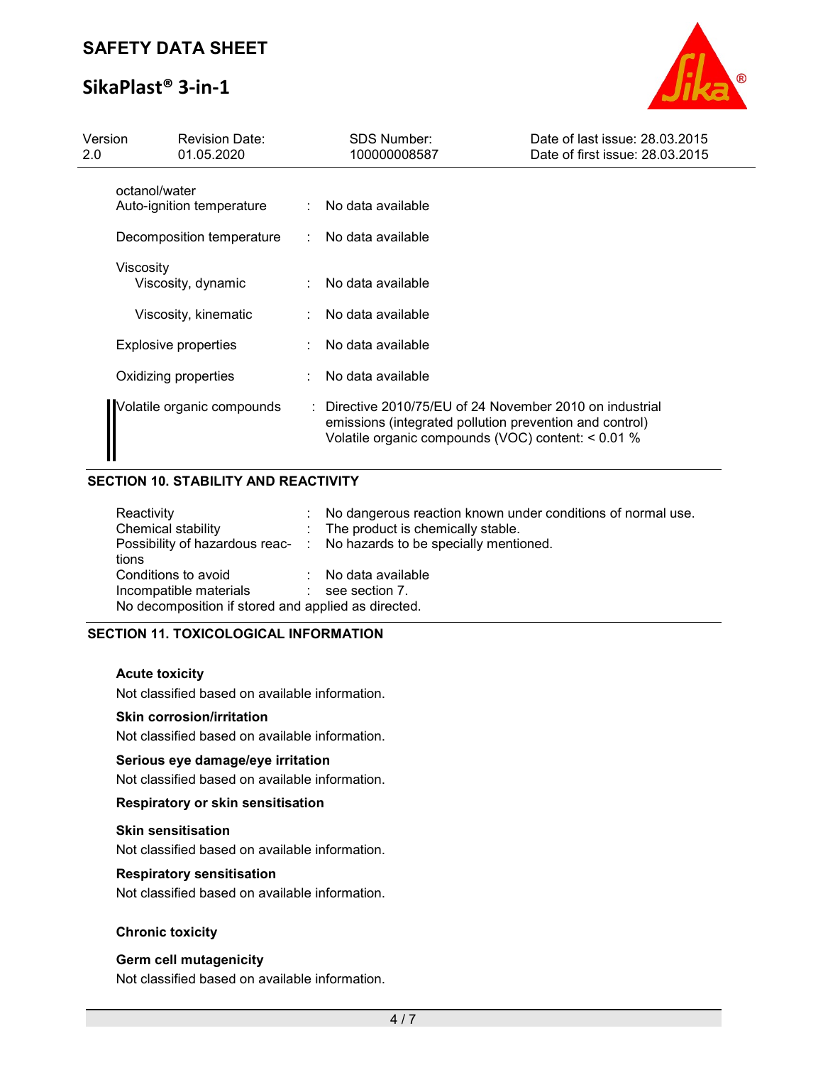| | | |
|---|---|---|
| octanol/water | | |
| Auto-ignition temperature | : | No data available |
| Decomposition temperature | : | No data available |
| Viscosity | | |
| Viscosity, dynamic | : | No data available |
| Viscosity, kinematic | : | No data available |
| Explosive properties | : | No data available |
| Oxidizing properties | : | No data available |
| Volatile organic compounds | : | Directive 2010/75/EU of 24 November 2010 on industrial emissions (integrated pollution prevention and control)<br>Volatile organic compounds (VOC) content: < 0.01 % |

## SECTION 10. STABILITY AND REACTIVITY

| | | |
|---|---|---|
| Reactivity | : | No dangerous reaction known under conditions of normal use. |
| Chemical stability | : | The product is chemically stable. |
| Possibility of hazardous reactions | : | No hazards to be specially mentioned. |
| Conditions to avoid | : | No data available |
| Incompatible materials | : | see section 7. |

No decomposition if stored and applied as directed.

## SECTION 11. TOXICOLOGICAL INFORMATION

**Acute toxicity**

Not classified based on available information.

**Skin corrosion/irritation**

Not classified based on available information.

**Serious eye damage/eye irritation**

Not classified based on available information.

**Respiratory or skin sensitisation**

**Skin sensitisation**

Not classified based on available information.

**Respiratory sensitisation**

Not classified based on available information.

**Chronic toxicity**

**Germ cell mutagenicity**

Not classified based on available information.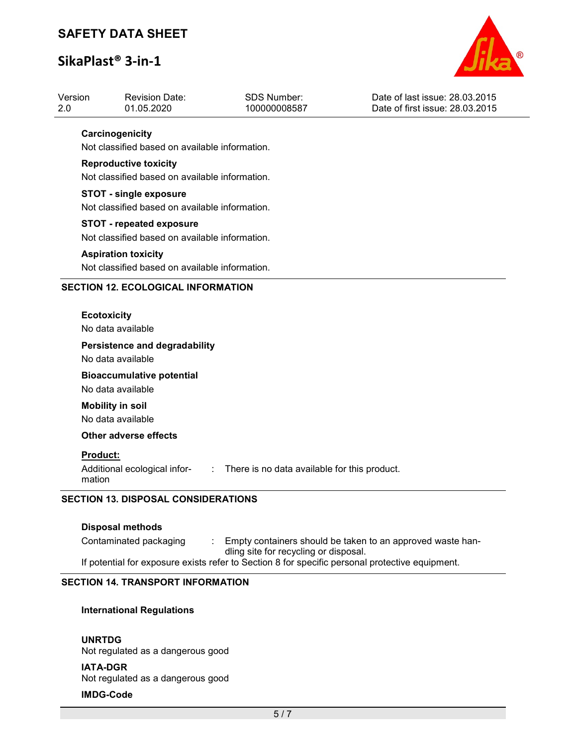**Carcinogenicity**

Not classified based on available information.

**Reproductive toxicity**

Not classified based on available information.

**STOT - single exposure**

Not classified based on available information.

**STOT - repeated exposure**

Not classified based on available information.

**Aspiration toxicity**

Not classified based on available information.

## SECTION 12. ECOLOGICAL INFORMATION

**Ecotoxicity**

No data available

**Persistence and degradability**

No data available

**Bioaccumulative potential**

No data available

**Mobility in soil**

No data available

**Other adverse effects**

**Product:**

Additional ecological information : There is no data available for this product.

## SECTION 13. DISPOSAL CONSIDERATIONS

**Disposal methods**

Contaminated packaging : Empty containers should be taken to an approved waste handling site for recycling or disposal.

If potential for exposure exists refer to Section 8 for specific personal protective equipment.

## SECTION 14. TRANSPORT INFORMATION

**International Regulations**

**UNRTDG**

Not regulated as a dangerous good

**IATA-DGR**

Not regulated as a dangerous good

**IMDG-Code**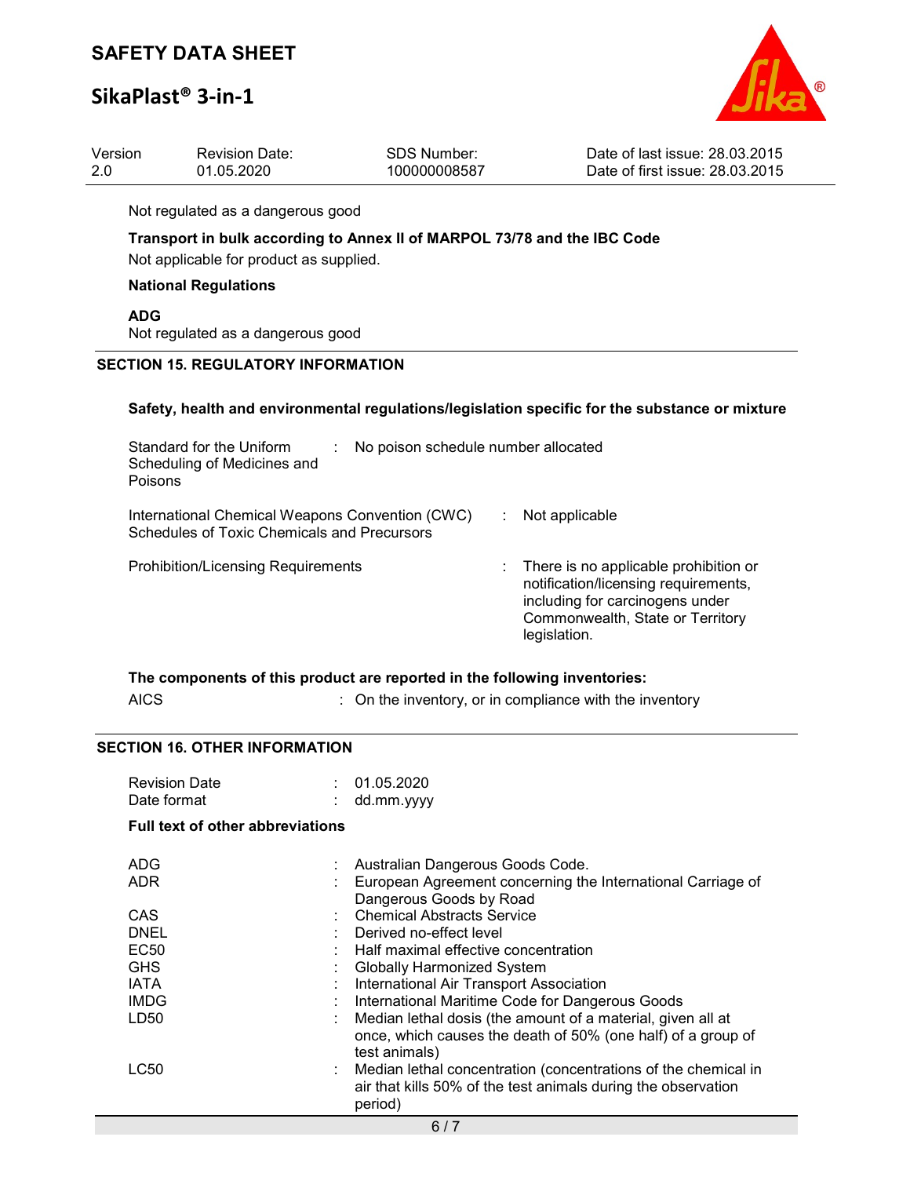Not regulated as a dangerous good

**Transport in bulk according to Annex II of MARPOL 73/78 and the IBC Code**

Not applicable for product as supplied.

**National Regulations**

**ADG**

Not regulated as a dangerous good

## SECTION 15. REGULATORY INFORMATION

**Safety, health and environmental regulations/legislation specific for the substance or mixture**

| | | |
|---|---|---|
| Standard for the Uniform Scheduling of Medicines and Poisons | : | No poison schedule number allocated |
| International Chemical Weapons Convention (CWC) Schedules of Toxic Chemicals and Precursors | : | Not applicable |
| Prohibition/Licensing Requirements | : | There is no applicable prohibition or notification/licensing requirements, including for carcinogens under Commonwealth, State or Territory legislation. |

**The components of this product are reported in the following inventories:**

| | | |
|---|---|---|
| AICS | : | On the inventory, or in compliance with the inventory |

## SECTION 16. OTHER INFORMATION

| | | |
|---|---|---|
| Revision Date | : | 01.05.2020 |
| Date format | : | dd.mm.yyyy |

**Full text of other abbreviations**

| | | |
|---|---|---|
| ADG | : | Australian Dangerous Goods Code. |
| ADR | : | European Agreement concerning the International Carriage of Dangerous Goods by Road |
| CAS | : | Chemical Abstracts Service |
| DNEL | : | Derived no-effect level |
| EC50 | : | Half maximal effective concentration |
| GHS | : | Globally Harmonized System |
| IATA | : | International Air Transport Association |
| IMDG | : | International Maritime Code for Dangerous Goods |
| LD50 | : | Median lethal dosis (the amount of a material, given all at once, which causes the death of 50% (one half) of a group of test animals) |
| LC50 | : | Median lethal concentration (concentrations of the chemical in air that kills 50% of the test animals during the observation period) |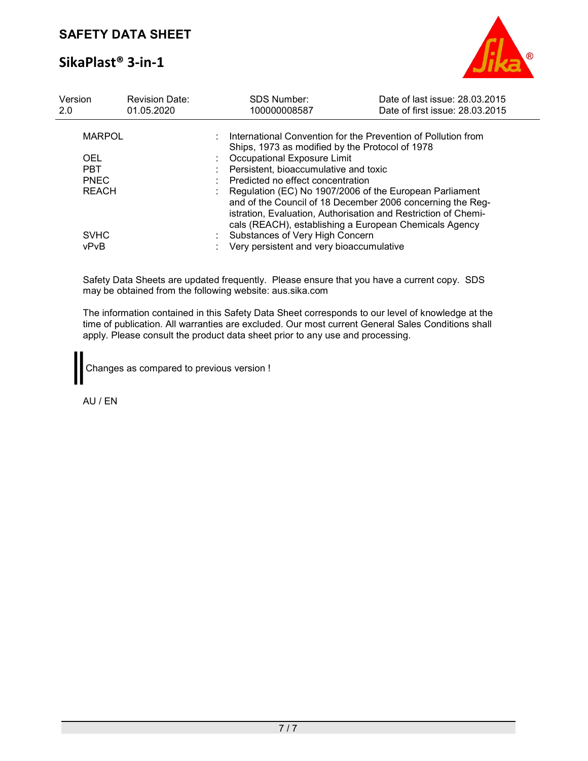| | | |
|---|---|---|
| MARPOL | : | International Convention for the Prevention of Pollution from Ships, 1973 as modified by the Protocol of 1978 |
| OEL | : | Occupational Exposure Limit |
| PBT | : | Persistent, bioaccumulative and toxic |
| PNEC | : | Predicted no effect concentration |
| REACH | : | Regulation (EC) No 1907/2006 of the European Parliament and of the Council of 18 December 2006 concerning the Registration, Evaluation, Authorisation and Restriction of Chemicals (REACH), establishing a European Chemicals Agency |
| SVHC | : | Substances of Very High Concern |
| vPvB | : | Very persistent and very bioaccumulative |

Safety Data Sheets are updated frequently. Please ensure that you have a current copy. SDS may be obtained from the following website: aus.sika.com

The information contained in this Safety Data Sheet corresponds to our level of knowledge at the time of publication. All warranties are excluded. Our most current General Sales Conditions shall apply. Please consult the product data sheet prior to any use and processing.

Changes as compared to previous version !

AU / EN